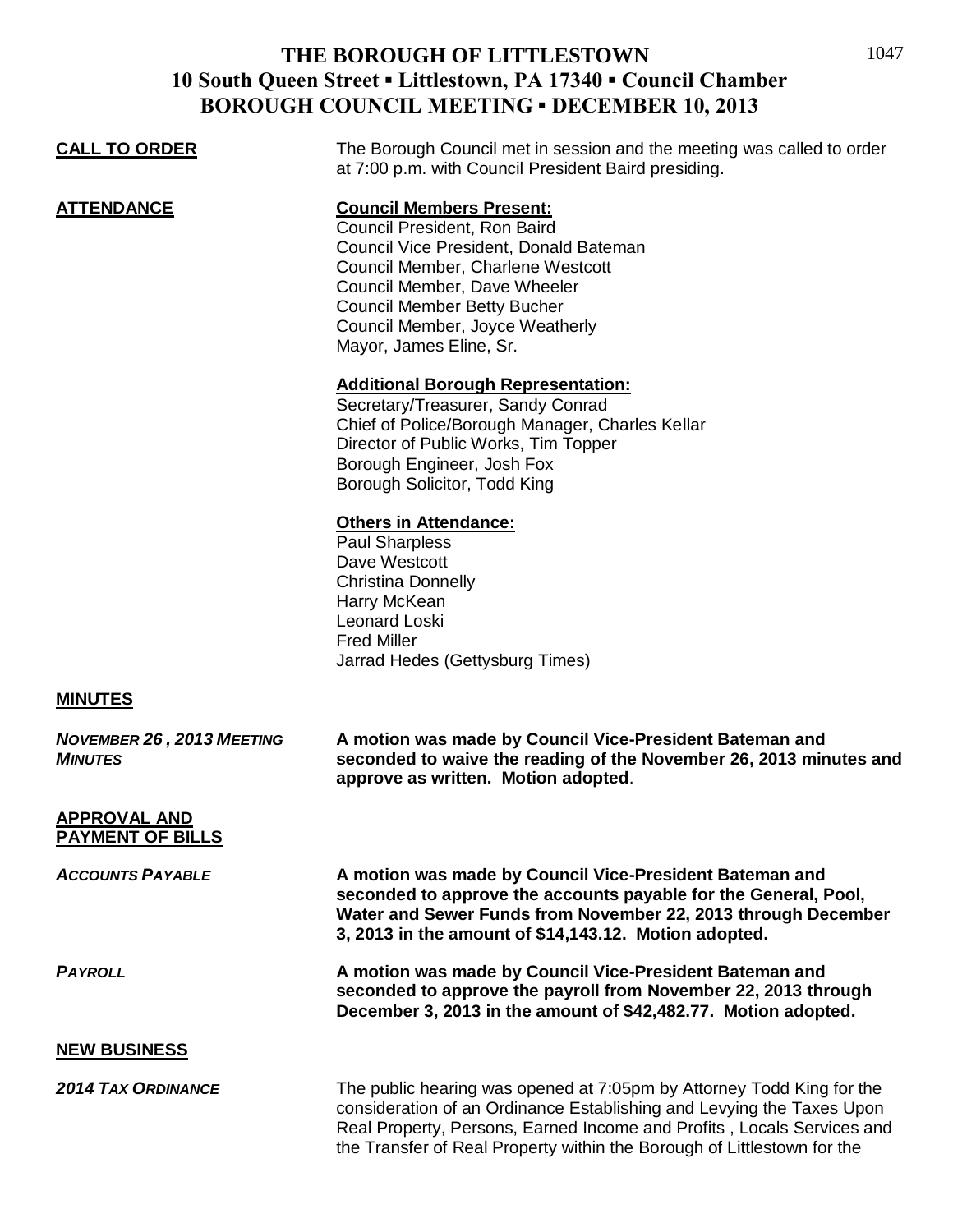# THE BOROUGH OF LITTLESTOWN
## 10 South Queen Street ▪ Littlestown, PA 17340 ▪ Council Chamber
## BOROUGH COUNCIL MEETING ▪ DECEMBER 10, 2013

**CALL TO ORDER**

The Borough Council met in session and the meeting was called to order at 7:00 p.m. with Council President Baird presiding.

**ATTENDANCE**

**Council Members Present:**
Council President, Ron Baird
Council Vice President, Donald Bateman
Council Member, Charlene Westcott
Council Member, Dave Wheeler
Council Member Betty Bucher
Council Member, Joyce Weatherly
Mayor, James Eline, Sr.

**Additional Borough Representation:**
Secretary/Treasurer, Sandy Conrad
Chief of Police/Borough Manager, Charles Kellar
Director of Public Works, Tim Topper
Borough Engineer, Josh Fox
Borough Solicitor, Todd King

**Others in Attendance:**
Paul Sharpless
Dave Westcott
Christina Donnelly
Harry McKean
Leonard Loski
Fred Miller
Jarrad Hedes (Gettysburg Times)

**MINUTES**

***NOVEMBER 26 , 2013 MEETING MINUTES***

**A motion was made by Council Vice-President Bateman and seconded to waive the reading of the November 26, 2013 minutes and approve as written. Motion adopted**.

**APPROVAL AND PAYMENT OF BILLS**

***ACCOUNTS PAYABLE***

**A motion was made by Council Vice-President Bateman and seconded to approve the accounts payable for the General, Pool, Water and Sewer Funds from November 22, 2013 through December 3, 2013 in the amount of $14,143.12. Motion adopted.**

***PAYROLL***

**A motion was made by Council Vice-President Bateman and seconded to approve the payroll from November 22, 2013 through December 3, 2013 in the amount of $42,482.77. Motion adopted.**

**NEW BUSINESS**

***2014 TAX ORDINANCE***

The public hearing was opened at 7:05pm by Attorney Todd King for the consideration of an Ordinance Establishing and Levying the Taxes Upon Real Property, Persons, Earned Income and Profits , Locals Services and the Transfer of Real Property within the Borough of Littlestown for the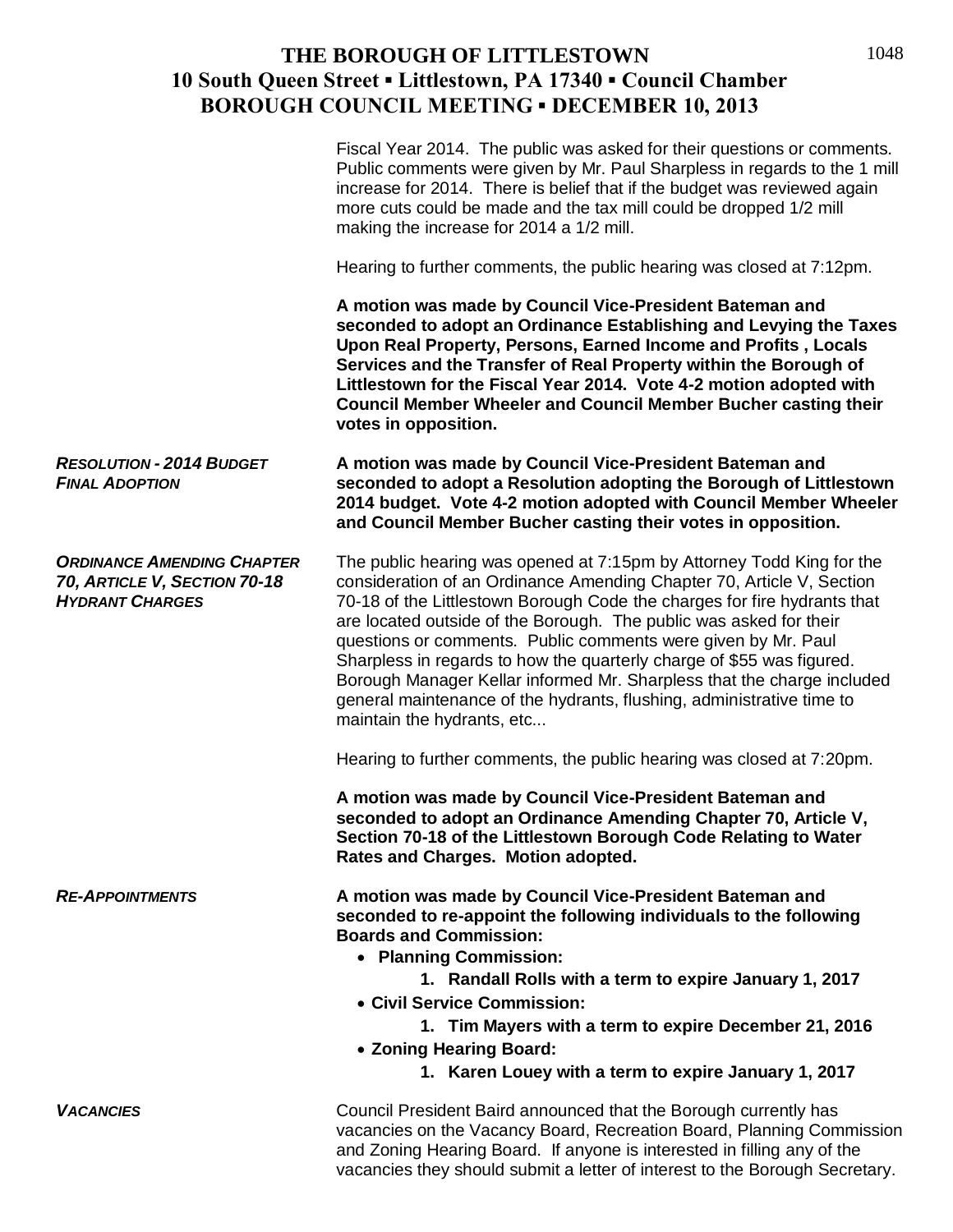Fiscal Year 2014. The public was asked for their questions or comments. Public comments were given by Mr. Paul Sharpless in regards to the 1 mill increase for 2014. There is belief that if the budget was reviewed again more cuts could be made and the tax mill could be dropped 1/2 mill making the increase for 2014 a 1/2 mill.

Hearing to further comments, the public hearing was closed at 7:12pm.

**A motion was made by Council Vice-President Bateman and seconded to adopt an Ordinance Establishing and Levying the Taxes Upon Real Property, Persons, Earned Income and Profits , Locals Services and the Transfer of Real Property within the Borough of Littlestown for the Fiscal Year 2014. Vote 4-2 motion adopted with Council Member Wheeler and Council Member Bucher casting their votes in opposition.**

***RESOLUTION - 2014 BUDGET FINAL ADOPTION***

**A motion was made by Council Vice-President Bateman and seconded to adopt a Resolution adopting the Borough of Littlestown 2014 budget. Vote 4-2 motion adopted with Council Member Wheeler and Council Member Bucher casting their votes in opposition.**

***ORDINANCE AMENDING CHAPTER 70, ARTICLE V, SECTION 70-18 HYDRANT CHARGES***

The public hearing was opened at 7:15pm by Attorney Todd King for the consideration of an Ordinance Amending Chapter 70, Article V, Section 70-18 of the Littlestown Borough Code the charges for fire hydrants that are located outside of the Borough. The public was asked for their questions or comments. Public comments were given by Mr. Paul Sharpless in regards to how the quarterly charge of $55 was figured. Borough Manager Kellar informed Mr. Sharpless that the charge included general maintenance of the hydrants, flushing, administrative time to maintain the hydrants, etc...

Hearing to further comments, the public hearing was closed at 7:20pm.

**A motion was made by Council Vice-President Bateman and seconded to adopt an Ordinance Amending Chapter 70, Article V, Section 70-18 of the Littlestown Borough Code Relating to Water Rates and Charges. Motion adopted.**

***RE-APPOINTMENTS***

**A motion was made by Council Vice-President Bateman and seconded to re-appoint the following individuals to the following Boards and Commission:**

- **Planning Commission:**
    1. **Randall Rolls with a term to expire January 1, 2017**
- **Civil Service Commission:**
    1. **Tim Mayers with a term to expire December 21, 2016**
- **Zoning Hearing Board:**
    1. **Karen Louey with a term to expire January 1, 2017**

***VACANCIES***

Council President Baird announced that the Borough currently has vacancies on the Vacancy Board, Recreation Board, Planning Commission and Zoning Hearing Board. If anyone is interested in filling any of the vacancies they should submit a letter of interest to the Borough Secretary.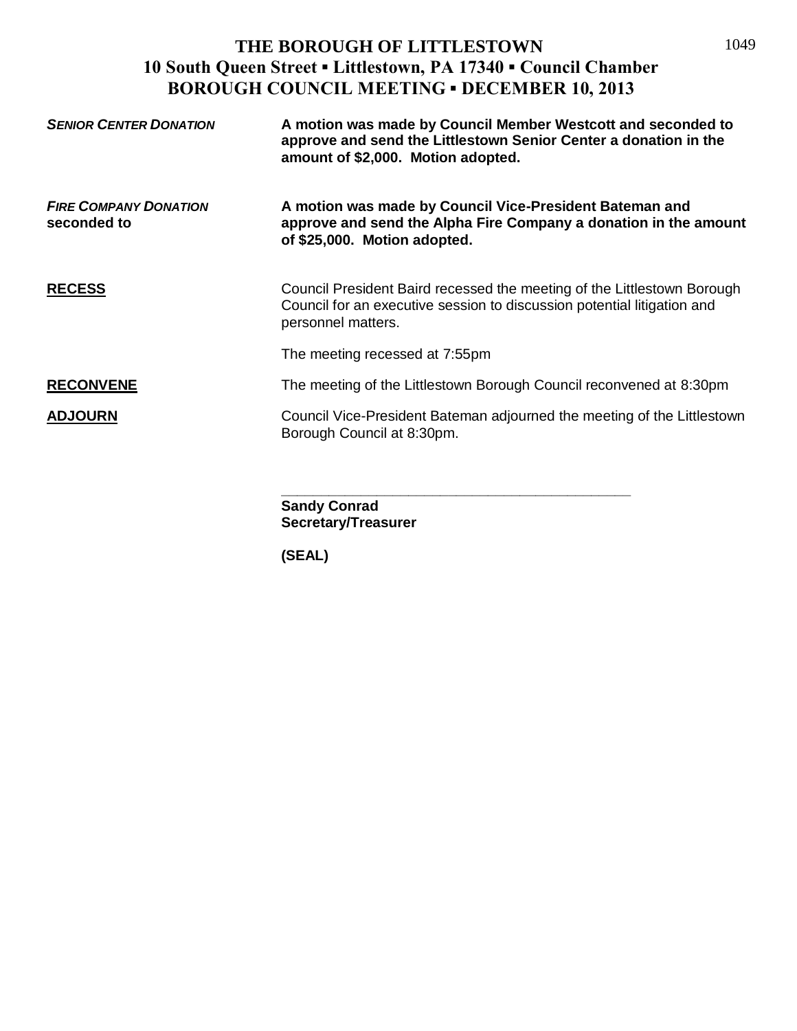# THE BOROUGH OF LITTLESTOWN
## 10 South Queen Street ▪ Littlestown, PA 17340 ▪ Council Chamber
## BOROUGH COUNCIL MEETING ▪ DECEMBER 10, 2013

***SENIOR CENTER DONATION*** **A motion was made by Council Member Westcott and seconded to approve and send the Littlestown Senior Center a donation in the amount of $2,000. Motion adopted.**

***FIRE COMPANY DONATION*** **A motion was made by Council Vice-President Bateman and seconded to approve and send the Alpha Fire Company a donation in the amount of $25,000. Motion adopted.**

**RECESS** Council President Baird recessed the meeting of the Littlestown Borough Council for an executive session to discussion potential litigation and personnel matters.

The meeting recessed at 7:55pm

**RECONVENE** The meeting of the Littlestown Borough Council reconvened at 8:30pm

**ADJOURN** Council Vice-President Bateman adjourned the meeting of the Littlestown Borough Council at 8:30pm.

\_\_\_\_\_\_\_\_\_\_\_\_\_\_\_\_\_\_\_\_\_\_\_\_\_\_\_\_\_\_\_\_\_\_\_\_\_\_\_\_\_\_\_\_

**Sandy Conrad**
**Secretary/Treasurer**

**(SEAL)**